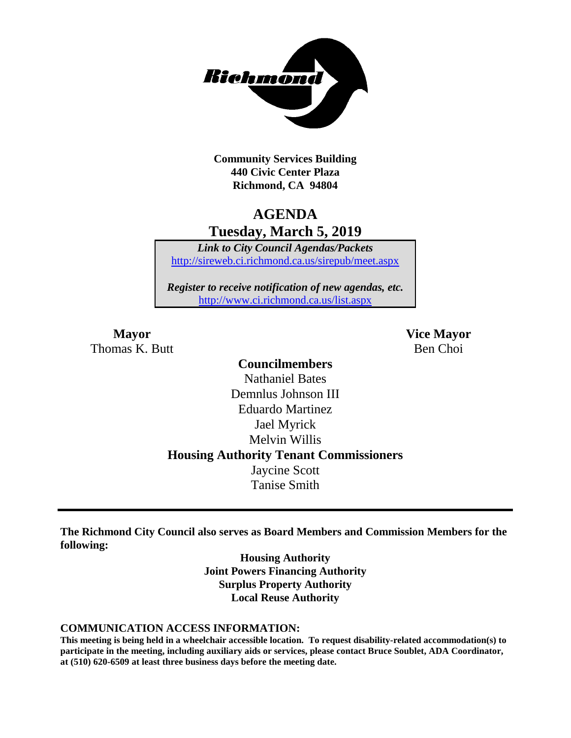**Community Services Building**
**440 Civic Center Plaza**
**Richmond, CA 94804**

# AGENDA
## Tuesday, March 5, 2019

***Link to City Council Agendas/Packets***
http://sireweb.ci.richmond.ca.us/sirepub/meet.aspx

***Register to receive notification of new agendas, etc.***
http://www.ci.richmond.ca.us/list.aspx

**Mayor**
Thomas K. Butt

**Vice Mayor**
Ben Choi

**Councilmembers**
Nathaniel Bates
Demnlus Johnson III
Eduardo Martinez
Jael Myrick
Melvin Willis

**Housing Authority Tenant Commissioners**
Jaycine Scott
Tanise Smith

---

**The Richmond City Council also serves as Board Members and Commission Members for the following:**

**Housing Authority**
**Joint Powers Financing Authority**
**Surplus Property Authority**
**Local Reuse Authority**

**COMMUNICATION ACCESS INFORMATION:**
**This meeting is being held in a wheelchair accessible location. To request disability-related accommodation(s) to participate in the meeting, including auxiliary aids or services, please contact Bruce Soublet, ADA Coordinator, at (510) 620-6509 at least three business days before the meeting date.**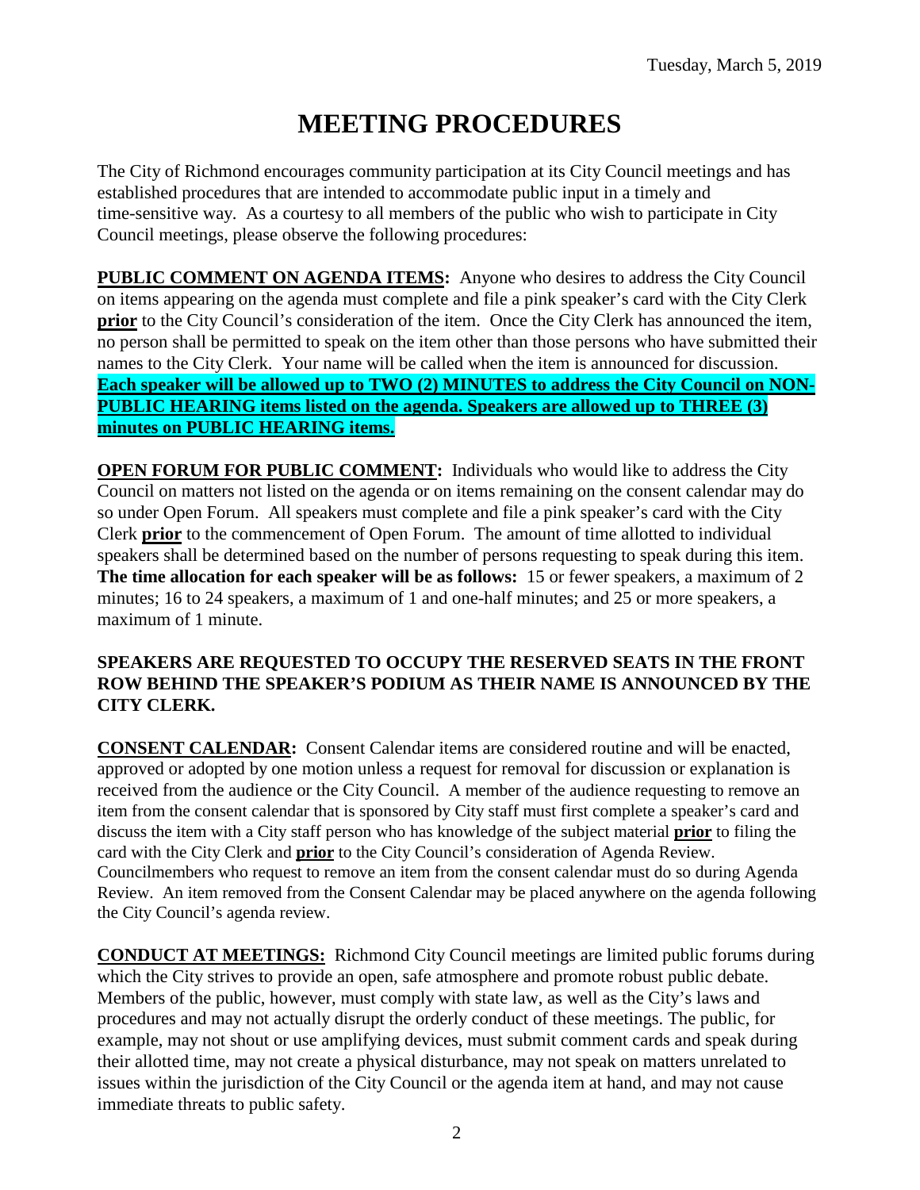# MEETING PROCEDURES

The City of Richmond encourages community participation at its City Council meetings and has established procedures that are intended to accommodate public input in a timely and time-sensitive way. As a courtesy to all members of the public who wish to participate in City Council meetings, please observe the following procedures:

**PUBLIC COMMENT ON AGENDA ITEMS:** Anyone who desires to address the City Council on items appearing on the agenda must complete and file a pink speaker's card with the City Clerk **prior** to the City Council's consideration of the item. Once the City Clerk has announced the item, no person shall be permitted to speak on the item other than those persons who have submitted their names to the City Clerk. Your name will be called when the item is announced for discussion. **Each speaker will be allowed up to TWO (2) MINUTES to address the City Council on NON-PUBLIC HEARING items listed on the agenda. Speakers are allowed up to THREE (3) minutes on PUBLIC HEARING items.**

**OPEN FORUM FOR PUBLIC COMMENT:** Individuals who would like to address the City Council on matters not listed on the agenda or on items remaining on the consent calendar may do so under Open Forum. All speakers must complete and file a pink speaker's card with the City Clerk **prior** to the commencement of Open Forum. The amount of time allotted to individual speakers shall be determined based on the number of persons requesting to speak during this item. **The time allocation for each speaker will be as follows:** 15 or fewer speakers, a maximum of 2 minutes; 16 to 24 speakers, a maximum of 1 and one-half minutes; and 25 or more speakers, a maximum of 1 minute.

**SPEAKERS ARE REQUESTED TO OCCUPY THE RESERVED SEATS IN THE FRONT ROW BEHIND THE SPEAKER'S PODIUM AS THEIR NAME IS ANNOUNCED BY THE CITY CLERK.**

**CONSENT CALENDAR:** Consent Calendar items are considered routine and will be enacted, approved or adopted by one motion unless a request for removal for discussion or explanation is received from the audience or the City Council. A member of the audience requesting to remove an item from the consent calendar that is sponsored by City staff must first complete a speaker's card and discuss the item with a City staff person who has knowledge of the subject material **prior** to filing the card with the City Clerk and **prior** to the City Council's consideration of Agenda Review. Councilmembers who request to remove an item from the consent calendar must do so during Agenda Review. An item removed from the Consent Calendar may be placed anywhere on the agenda following the City Council's agenda review.

**CONDUCT AT MEETINGS:** Richmond City Council meetings are limited public forums during which the City strives to provide an open, safe atmosphere and promote robust public debate. Members of the public, however, must comply with state law, as well as the City's laws and procedures and may not actually disrupt the orderly conduct of these meetings. The public, for example, may not shout or use amplifying devices, must submit comment cards and speak during their allotted time, may not create a physical disturbance, may not speak on matters unrelated to issues within the jurisdiction of the City Council or the agenda item at hand, and may not cause immediate threats to public safety.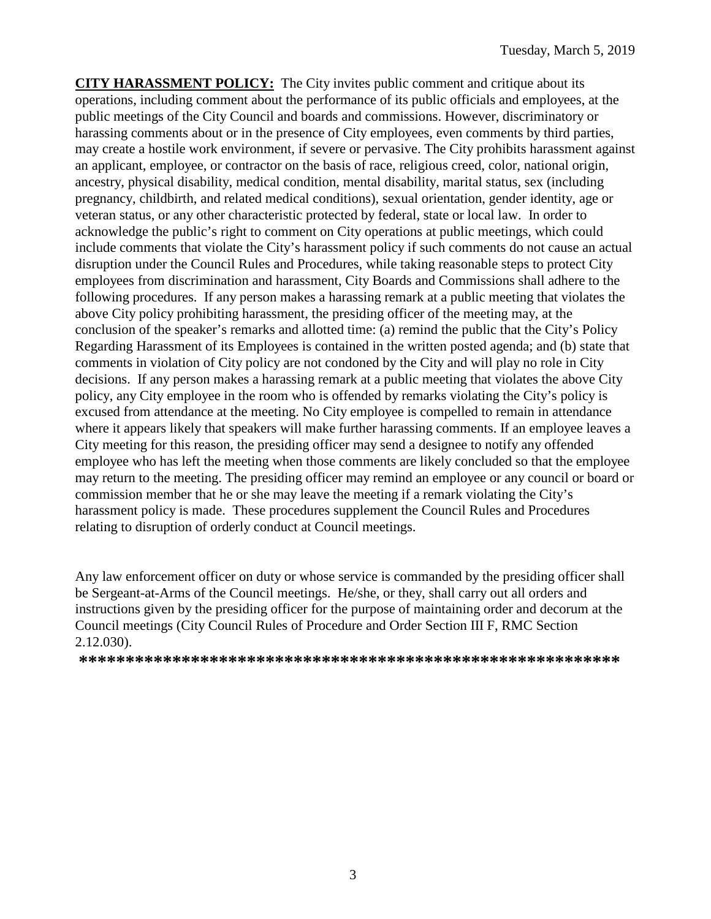**CITY HARASSMENT POLICY:** The City invites public comment and critique about its operations, including comment about the performance of its public officials and employees, at the public meetings of the City Council and boards and commissions. However, discriminatory or harassing comments about or in the presence of City employees, even comments by third parties, may create a hostile work environment, if severe or pervasive. The City prohibits harassment against an applicant, employee, or contractor on the basis of race, religious creed, color, national origin, ancestry, physical disability, medical condition, mental disability, marital status, sex (including pregnancy, childbirth, and related medical conditions), sexual orientation, gender identity, age or veteran status, or any other characteristic protected by federal, state or local law. In order to acknowledge the public's right to comment on City operations at public meetings, which could include comments that violate the City's harassment policy if such comments do not cause an actual disruption under the Council Rules and Procedures, while taking reasonable steps to protect City employees from discrimination and harassment, City Boards and Commissions shall adhere to the following procedures. If any person makes a harassing remark at a public meeting that violates the above City policy prohibiting harassment, the presiding officer of the meeting may, at the conclusion of the speaker's remarks and allotted time: (a) remind the public that the City's Policy Regarding Harassment of its Employees is contained in the written posted agenda; and (b) state that comments in violation of City policy are not condoned by the City and will play no role in City decisions. If any person makes a harassing remark at a public meeting that violates the above City policy, any City employee in the room who is offended by remarks violating the City's policy is excused from attendance at the meeting. No City employee is compelled to remain in attendance where it appears likely that speakers will make further harassing comments. If an employee leaves a City meeting for this reason, the presiding officer may send a designee to notify any offended employee who has left the meeting when those comments are likely concluded so that the employee may return to the meeting. The presiding officer may remind an employee or any council or board or commission member that he or she may leave the meeting if a remark violating the City's harassment policy is made. These procedures supplement the Council Rules and Procedures relating to disruption of orderly conduct at Council meetings.

Any law enforcement officer on duty or whose service is commanded by the presiding officer shall be Sergeant-at-Arms of the Council meetings. He/she, or they, shall carry out all orders and instructions given by the presiding officer for the purpose of maintaining order and decorum at the Council meetings (City Council Rules of Procedure and Order Section III F, RMC Section 2.12.030).

**************************************************************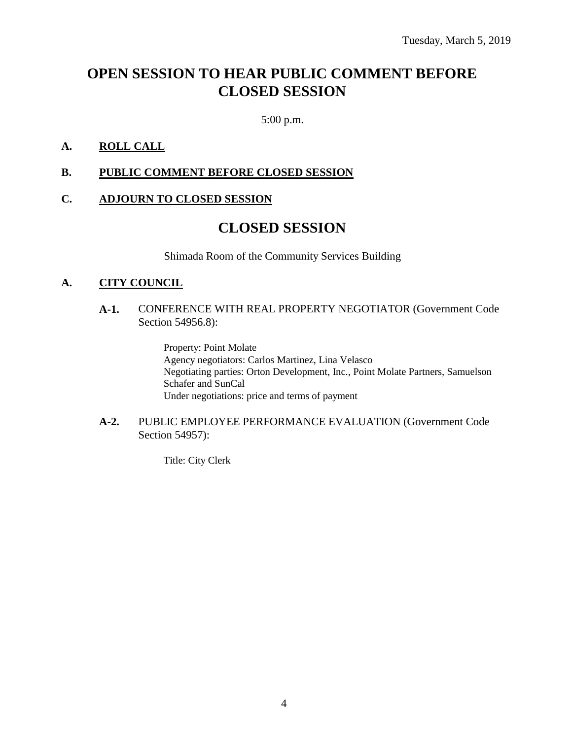Tuesday, March 5, 2019

# OPEN SESSION TO HEAR PUBLIC COMMENT BEFORE CLOSED SESSION

5:00 p.m.

**A. ROLL CALL**

**B. PUBLIC COMMENT BEFORE CLOSED SESSION**

**C. ADJOURN TO CLOSED SESSION**

# CLOSED SESSION

Shimada Room of the Community Services Building

**A. CITY COUNCIL**

**A-1.** CONFERENCE WITH REAL PROPERTY NEGOTIATOR (Government Code Section 54956.8):

Property: Point Molate
Agency negotiators: Carlos Martinez, Lina Velasco
Negotiating parties: Orton Development, Inc., Point Molate Partners, Samuelson Schafer and SunCal
Under negotiations: price and terms of payment

**A-2.** PUBLIC EMPLOYEE PERFORMANCE EVALUATION (Government Code Section 54957):

Title: City Clerk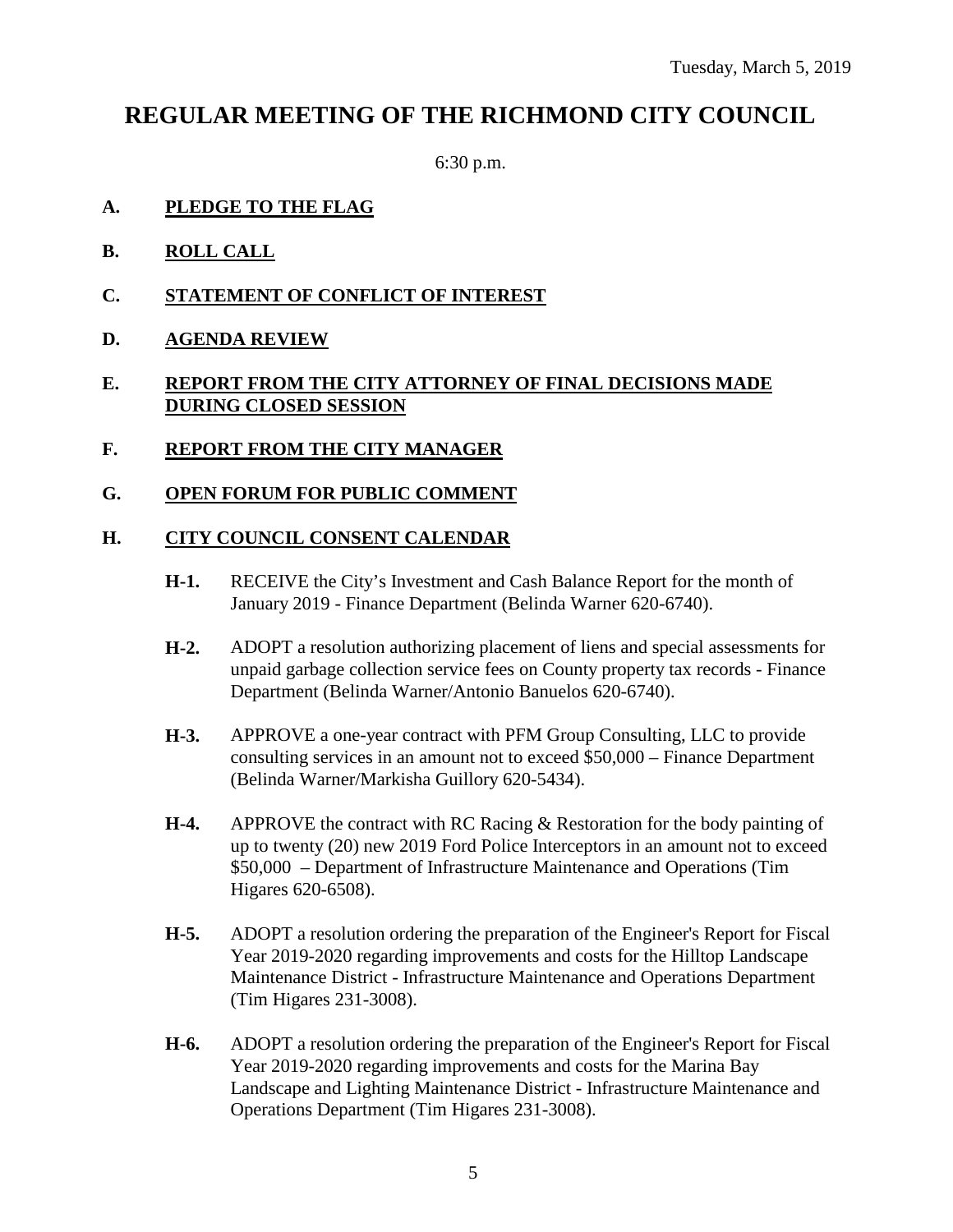Tuesday, March 5, 2019

# REGULAR MEETING OF THE RICHMOND CITY COUNCIL

6:30 p.m.

**A. PLEDGE TO THE FLAG**

**B. ROLL CALL**

**C. STATEMENT OF CONFLICT OF INTEREST**

**D. AGENDA REVIEW**

**E. REPORT FROM THE CITY ATTORNEY OF FINAL DECISIONS MADE DURING CLOSED SESSION**

**F. REPORT FROM THE CITY MANAGER**

**G. OPEN FORUM FOR PUBLIC COMMENT**

**H. CITY COUNCIL CONSENT CALENDAR**

**H-1.** RECEIVE the City's Investment and Cash Balance Report for the month of January 2019 - Finance Department (Belinda Warner 620-6740).

**H-2.** ADOPT a resolution authorizing placement of liens and special assessments for unpaid garbage collection service fees on County property tax records - Finance Department (Belinda Warner/Antonio Banuelos 620-6740).

**H-3.** APPROVE a one-year contract with PFM Group Consulting, LLC to provide consulting services in an amount not to exceed $50,000 – Finance Department (Belinda Warner/Markisha Guillory 620-5434).

**H-4.** APPROVE the contract with RC Racing & Restoration for the body painting of up to twenty (20) new 2019 Ford Police Interceptors in an amount not to exceed $50,000 – Department of Infrastructure Maintenance and Operations (Tim Higares 620-6508).

**H-5.** ADOPT a resolution ordering the preparation of the Engineer's Report for Fiscal Year 2019-2020 regarding improvements and costs for the Hilltop Landscape Maintenance District - Infrastructure Maintenance and Operations Department (Tim Higares 231-3008).

**H-6.** ADOPT a resolution ordering the preparation of the Engineer's Report for Fiscal Year 2019-2020 regarding improvements and costs for the Marina Bay Landscape and Lighting Maintenance District - Infrastructure Maintenance and Operations Department (Tim Higares 231-3008).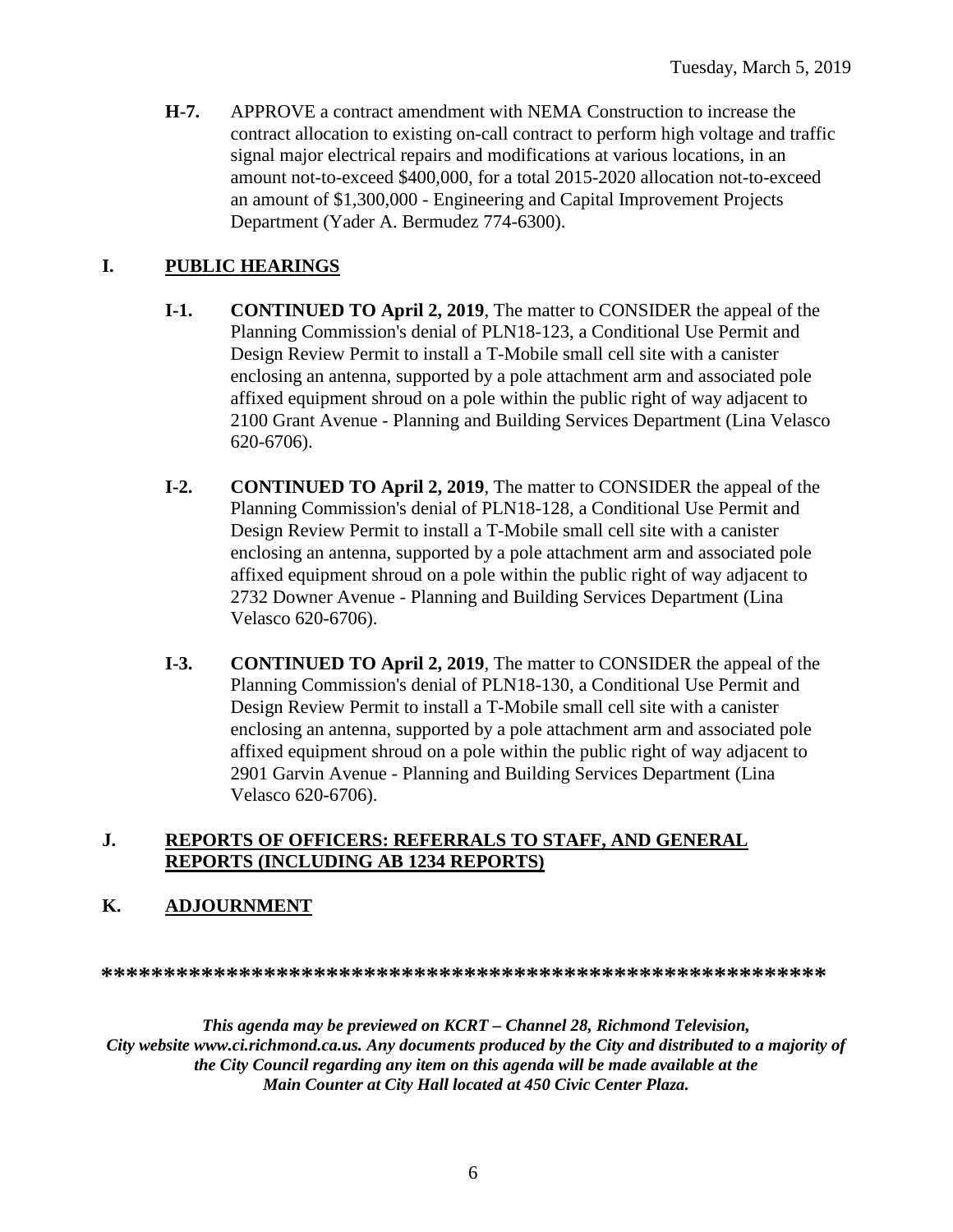**H-7.** APPROVE a contract amendment with NEMA Construction to increase the contract allocation to existing on-call contract to perform high voltage and traffic signal major electrical repairs and modifications at various locations, in an amount not-to-exceed $400,000, for a total 2015-2020 allocation not-to-exceed an amount of $1,300,000 - Engineering and Capital Improvement Projects Department (Yader A. Bermudez 774-6300).

## I. PUBLIC HEARINGS

**I-1.** **CONTINUED TO April 2, 2019**, The matter to CONSIDER the appeal of the Planning Commission's denial of PLN18-123, a Conditional Use Permit and Design Review Permit to install a T-Mobile small cell site with a canister enclosing an antenna, supported by a pole attachment arm and associated pole affixed equipment shroud on a pole within the public right of way adjacent to 2100 Grant Avenue - Planning and Building Services Department (Lina Velasco 620-6706).

**I-2.** **CONTINUED TO April 2, 2019**, The matter to CONSIDER the appeal of the Planning Commission's denial of PLN18-128, a Conditional Use Permit and Design Review Permit to install a T-Mobile small cell site with a canister enclosing an antenna, supported by a pole attachment arm and associated pole affixed equipment shroud on a pole within the public right of way adjacent to 2732 Downer Avenue - Planning and Building Services Department (Lina Velasco 620-6706).

**I-3.** **CONTINUED TO April 2, 2019**, The matter to CONSIDER the appeal of the Planning Commission's denial of PLN18-130, a Conditional Use Permit and Design Review Permit to install a T-Mobile small cell site with a canister enclosing an antenna, supported by a pole attachment arm and associated pole affixed equipment shroud on a pole within the public right of way adjacent to 2901 Garvin Avenue - Planning and Building Services Department (Lina Velasco 620-6706).

## J. REPORTS OF OFFICERS: REFERRALS TO STAFF, AND GENERAL REPORTS (INCLUDING AB 1234 REPORTS)

## K. ADJOURNMENT

**************************************************************

***This agenda may be previewed on KCRT – Channel 28, Richmond Television, City website www.ci.richmond.ca.us. Any documents produced by the City and distributed to a majority of the City Council regarding any item on this agenda will be made available at the Main Counter at City Hall located at 450 Civic Center Plaza.***